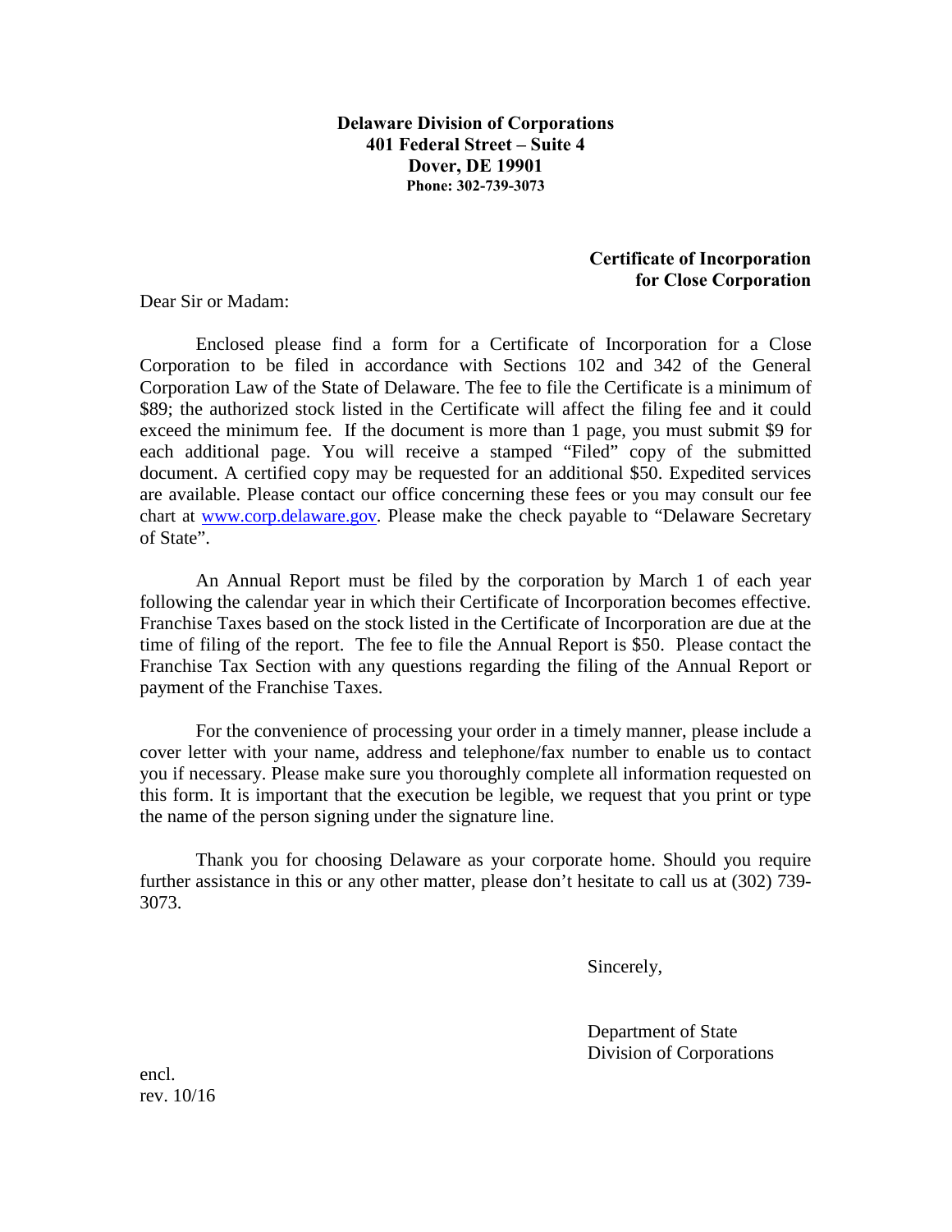**Delaware Division of Corporations**
**401 Federal Street – Suite 4**
**Dover, DE 19901**
**Phone: 302-739-3073**

**Certificate of Incorporation for Close Corporation**

Dear Sir or Madam:

Enclosed please find a form for a Certificate of Incorporation for a Close Corporation to be filed in accordance with Sections 102 and 342 of the General Corporation Law of the State of Delaware. The fee to file the Certificate is a minimum of $89; the authorized stock listed in the Certificate will affect the filing fee and it could exceed the minimum fee. If the document is more than 1 page, you must submit $9 for each additional page. You will receive a stamped "Filed" copy of the submitted document. A certified copy may be requested for an additional $50. Expedited services are available. Please contact our office concerning these fees or you may consult our fee chart at [www.corp.delaware.gov](http://www.corp.delaware.gov). Please make the check payable to "Delaware Secretary of State".

An Annual Report must be filed by the corporation by March 1 of each year following the calendar year in which their Certificate of Incorporation becomes effective. Franchise Taxes based on the stock listed in the Certificate of Incorporation are due at the time of filing of the report. The fee to file the Annual Report is $50. Please contact the Franchise Tax Section with any questions regarding the filing of the Annual Report or payment of the Franchise Taxes.

For the convenience of processing your order in a timely manner, please include a cover letter with your name, address and telephone/fax number to enable us to contact you if necessary. Please make sure you thoroughly complete all information requested on this form. It is important that the execution be legible, we request that you print or type the name of the person signing under the signature line.

Thank you for choosing Delaware as your corporate home. Should you require further assistance in this or any other matter, please don't hesitate to call us at (302) 739-3073.

Sincerely,

Department of State
Division of Corporations

encl.
rev. 10/16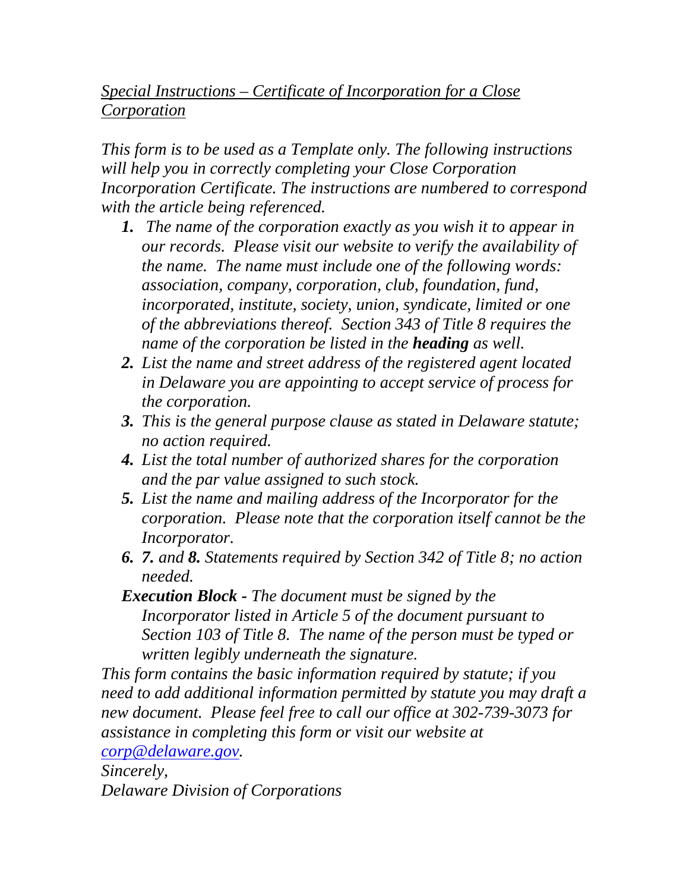*<u>Special Instructions – Certificate of Incorporation for a Close Corporation</u>*

*This form is to be used as a Template only. The following instructions will help you in correctly completing your Close Corporation Incorporation Certificate. The instructions are numbered to correspond with the article being referenced.*

1. *The name of the corporation exactly as you wish it to appear in our records. Please visit our website to verify the availability of the name. The name must include one of the following words: association, company, corporation, club, foundation, fund, incorporated, institute, society, union, syndicate, limited or one of the abbreviations thereof. Section 343 of Title 8 requires the name of the corporation be listed in the* ***heading*** *as well.*
2. *List the name and street address of the registered agent located in Delaware you are appointing to accept service of process for the corporation.*
3. *This is the general purpose clause as stated in Delaware statute; no action required.*
4. *List the total number of authorized shares for the corporation and the par value assigned to such stock.*
5. *List the name and mailing address of the Incorporator for the corporation. Please note that the corporation itself cannot be the Incorporator.*
6. ***7.*** *and* ***8.*** *Statements required by Section 342 of Title 8; no action needed.*

***Execution Block*** *- The document must be signed by the Incorporator listed in Article 5 of the document pursuant to Section 103 of Title 8. The name of the person must be typed or written legibly underneath the signature.*

*This form contains the basic information required by statute; if you need to add additional information permitted by statute you may draft a new document. Please feel free to call our office at 302-739-3073 for assistance in completing this form or visit our website at [corp@delaware.gov](mailto:corp@delaware.gov).*

*Sincerely,*

*Delaware Division of Corporations*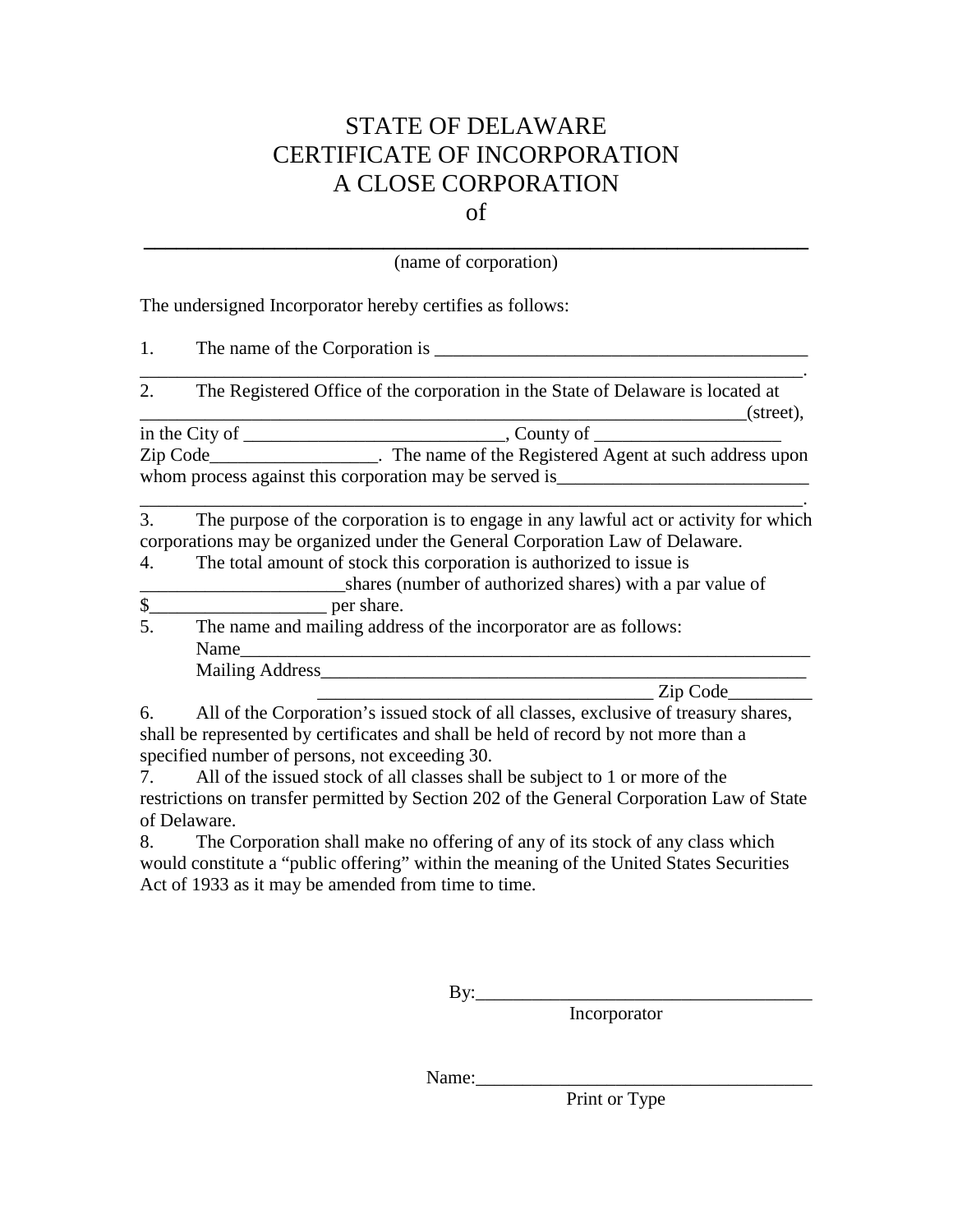# STATE OF DELAWARE
# CERTIFICATE OF INCORPORATION
# A CLOSE CORPORATION
# of

______________________________________________________
(name of corporation)

The undersigned Incorporator hereby certifies as follows:

1. The name of the Corporation is ________________________________________
______________________________________________________________________.

2. The Registered Office of the corporation in the State of Delaware is located at
__________________________________________________________________(street),
in the City of ___________________________, County of ___________________
Zip Code_________________. The name of the Registered Agent at such address upon whom process against this corporation may be served is___________________________
______________________________________________________________________.

3. The purpose of the corporation is to engage in any lawful act or activity for which corporations may be organized under the General Corporation Law of Delaware.

4. The total amount of stock this corporation is authorized to issue is
_____________________shares (number of authorized shares) with a par value of
$__________________ per share.

5. The name and mailing address of the incorporator are as follows:
Name_____________________________________________________________
Mailing Address____________________________________________________
_____________________________________ Zip Code_________

6. All of the Corporation's issued stock of all classes, exclusive of treasury shares, shall be represented by certificates and shall be held of record by not more than a specified number of persons, not exceeding 30.

7. All of the issued stock of all classes shall be subject to 1 or more of the restrictions on transfer permitted by Section 202 of the General Corporation Law of State of Delaware.

8. The Corporation shall make no offering of any of its stock of any class which would constitute a "public offering" within the meaning of the United States Securities Act of 1933 as it may be amended from time to time.

By:___________________________________
Incorporator

Name:_________________________________
Print or Type